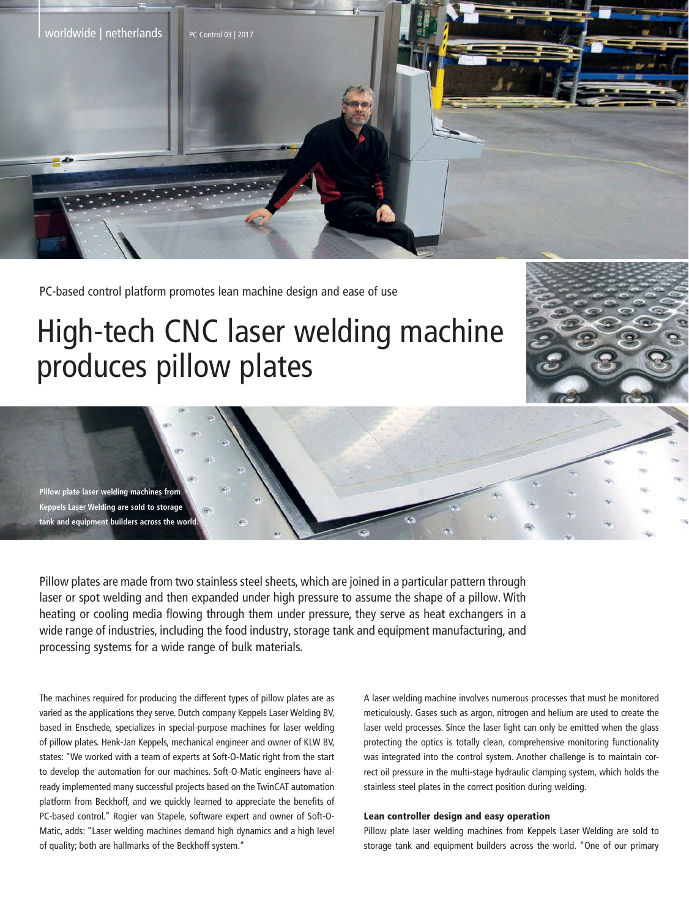PC-based control platform promotes lean machine design and ease of use

# High-tech CNC laser welding machine produces pillow plates

Pillow plate laser welding machines from Keppels Laser Welding are sold to storage tank and equipment builders across the world.

Pillow plates are made from two stainless steel sheets, which are joined in a particular pattern through laser or spot welding and then expanded under high pressure to assume the shape of a pillow. With heating or cooling media flowing through them under pressure, they serve as heat exchangers in a wide range of industries, including the food industry, storage tank and equipment manufacturing, and processing systems for a wide range of bulk materials.

The machines required for producing the different types of pillow plates are as varied as the applications they serve. Dutch company Keppels Laser Welding BV, based in Enschede, specializes in special-purpose machines for laser welding of pillow plates. Henk-Jan Keppels, mechanical engineer and owner of KLW BV, states: "We worked with a team of experts at Soft-O-Matic right from the start to develop the automation for our machines. Soft-O-Matic engineers have already implemented many successful projects based on the TwinCAT automation platform from Beckhoff, and we quickly learned to appreciate the benefits of PC-based control." Rogier van Stapele, software expert and owner of Soft-O-Matic, adds: "Laser welding machines demand high dynamics and a high level of quality; both are hallmarks of the Beckhoff system."

A laser welding machine involves numerous processes that must be monitored meticulously. Gases such as argon, nitrogen and helium are used to create the laser weld processes. Since the laser light can only be emitted when the glass protecting the optics is totally clean, comprehensive monitoring functionality was integrated into the control system. Another challenge is to maintain correct oil pressure in the multi-stage hydraulic clamping system, which holds the stainless steel plates in the correct position during welding.

### Lean controller design and easy operation

Pillow plate laser welding machines from Keppels Laser Welding are sold to storage tank and equipment builders across the world. "One of our primary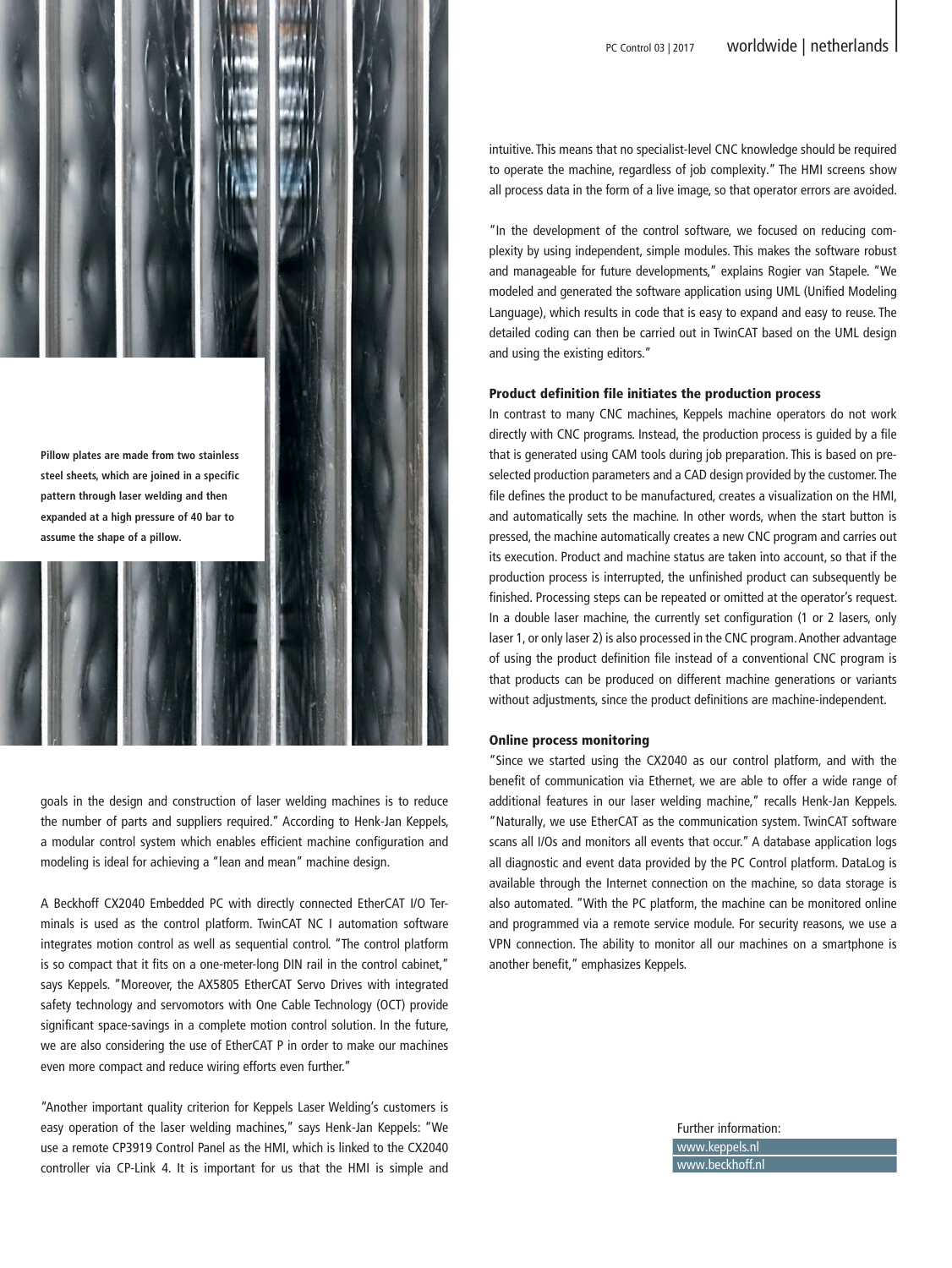Pillow plates are made from two stainless steel sheets, which are joined in a specific pattern through laser welding and then expanded at a high pressure of 40 bar to assume the shape of a pillow.

goals in the design and construction of laser welding machines is to reduce the number of parts and suppliers required." According to Henk-Jan Keppels, a modular control system which enables efficient machine configuration and modeling is ideal for achieving a "lean and mean" machine design.

A Beckhoff CX2040 Embedded PC with directly connected EtherCAT I/O Terminals is used as the control platform. TwinCAT NC I automation software integrates motion control as well as sequential control. "The control platform is so compact that it fits on a one-meter-long DIN rail in the control cabinet," says Keppels. "Moreover, the AX5805 EtherCAT Servo Drives with integrated safety technology and servomotors with One Cable Technology (OCT) provide significant space-savings in a complete motion control solution. In the future, we are also considering the use of EtherCAT P in order to make our machines even more compact and reduce wiring efforts even further."

"Another important quality criterion for Keppels Laser Welding's customers is easy operation of the laser welding machines," says Henk-Jan Keppels: "We use a remote CP3919 Control Panel as the HMI, which is linked to the CX2040 controller via CP-Link 4. It is important for us that the HMI is simple and intuitive. This means that no specialist-level CNC knowledge should be required to operate the machine, regardless of job complexity." The HMI screens show all process data in the form of a live image, so that operator errors are avoided.

"In the development of the control software, we focused on reducing complexity by using independent, simple modules. This makes the software robust and manageable for future developments," explains Rogier van Stapele. "We modeled and generated the software application using UML (Unified Modeling Language), which results in code that is easy to expand and easy to reuse. The detailed coding can then be carried out in TwinCAT based on the UML design and using the existing editors."

### Product definition file initiates the production process

In contrast to many CNC machines, Keppels machine operators do not work directly with CNC programs. Instead, the production process is guided by a file that is generated using CAM tools during job preparation. This is based on preselected production parameters and a CAD design provided by the customer. The file defines the product to be manufactured, creates a visualization on the HMI, and automatically sets the machine. In other words, when the start button is pressed, the machine automatically creates a new CNC program and carries out its execution. Product and machine status are taken into account, so that if the production process is interrupted, the unfinished product can subsequently be finished. Processing steps can be repeated or omitted at the operator's request. In a double laser machine, the currently set configuration (1 or 2 lasers, only laser 1, or only laser 2) is also processed in the CNC program. Another advantage of using the product definition file instead of a conventional CNC program is that products can be produced on different machine generations or variants without adjustments, since the product definitions are machine-independent.

### Online process monitoring

"Since we started using the CX2040 as our control platform, and with the benefit of communication via Ethernet, we are able to offer a wide range of additional features in our laser welding machine," recalls Henk-Jan Keppels. "Naturally, we use EtherCAT as the communication system. TwinCAT software scans all I/Os and monitors all events that occur." A database application logs all diagnostic and event data provided by the PC Control platform. DataLog is available through the Internet connection on the machine, so data storage is also automated. "With the PC platform, the machine can be monitored online and programmed via a remote service module. For security reasons, we use a VPN connection. The ability to monitor all our machines on a smartphone is another benefit," emphasizes Keppels.

Further information:
www.keppels.nl
www.beckhoff.nl